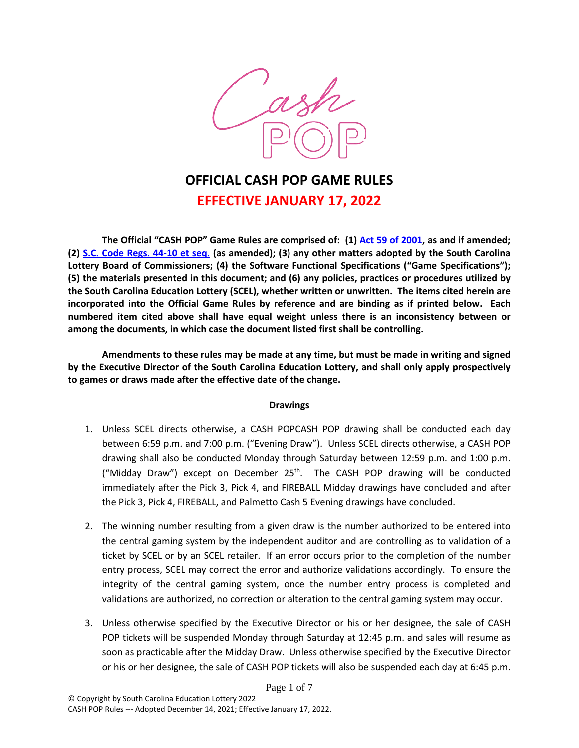# OFFICIAL CASH POP GAME RULES

## EFFECTIVE JANUARY 17, 2022

**The Official "CASH POP" Game Rules are comprised of: (1) Act 59 of 2001, as and if amended; (2) S.C. Code Regs. 44-10 et seq. (as amended); (3) any other matters adopted by the South Carolina Lottery Board of Commissioners; (4) the Software Functional Specifications ("Game Specifications"); (5) the materials presented in this document; and (6) any policies, practices or procedures utilized by the South Carolina Education Lottery (SCEL), whether written or unwritten. The items cited herein are incorporated into the Official Game Rules by reference and are binding as if printed below. Each numbered item cited above shall have equal weight unless there is an inconsistency between or among the documents, in which case the document listed first shall be controlling.**

**Amendments to these rules may be made at any time, but must be made in writing and signed by the Executive Director of the South Carolina Education Lottery, and shall only apply prospectively to games or draws made after the effective date of the change.**

### Drawings

1. Unless SCEL directs otherwise, a CASH POPCASH POP drawing shall be conducted each day between 6:59 p.m. and 7:00 p.m. ("Evening Draw"). Unless SCEL directs otherwise, a CASH POP drawing shall also be conducted Monday through Saturday between 12:59 p.m. and 1:00 p.m. ("Midday Draw") except on December 25th. The CASH POP drawing will be conducted immediately after the Pick 3, Pick 4, and FIREBALL Midday drawings have concluded and after the Pick 3, Pick 4, FIREBALL, and Palmetto Cash 5 Evening drawings have concluded.

2. The winning number resulting from a given draw is the number authorized to be entered into the central gaming system by the independent auditor and are controlling as to validation of a ticket by SCEL or by an SCEL retailer. If an error occurs prior to the completion of the number entry process, SCEL may correct the error and authorize validations accordingly. To ensure the integrity of the central gaming system, once the number entry process is completed and validations are authorized, no correction or alteration to the central gaming system may occur.

3. Unless otherwise specified by the Executive Director or his or her designee, the sale of CASH POP tickets will be suspended Monday through Saturday at 12:45 p.m. and sales will resume as soon as practicable after the Midday Draw. Unless otherwise specified by the Executive Director or his or her designee, the sale of CASH POP tickets will also be suspended each day at 6:45 p.m.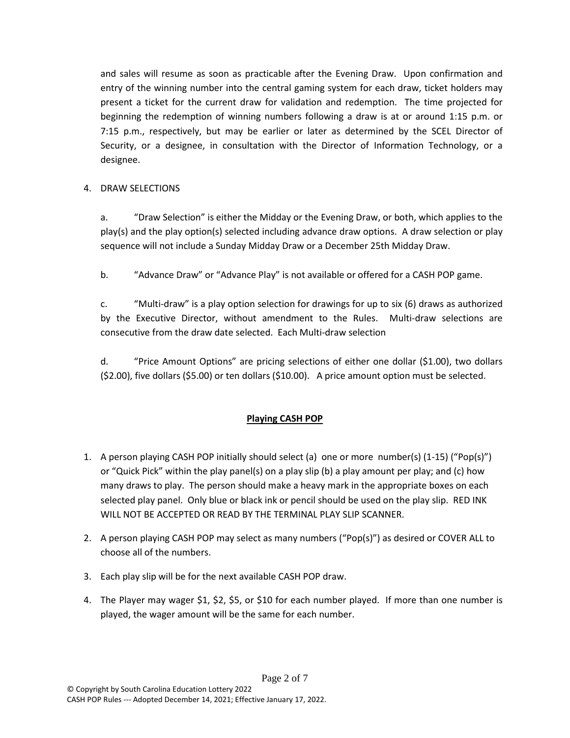and sales will resume as soon as practicable after the Evening Draw. Upon confirmation and entry of the winning number into the central gaming system for each draw, ticket holders may present a ticket for the current draw for validation and redemption. The time projected for beginning the redemption of winning numbers following a draw is at or around 1:15 p.m. or 7:15 p.m., respectively, but may be earlier or later as determined by the SCEL Director of Security, or a designee, in consultation with the Director of Information Technology, or a designee.

4. DRAW SELECTIONS

   a. "Draw Selection" is either the Midday or the Evening Draw, or both, which applies to the play(s) and the play option(s) selected including advance draw options. A draw selection or play sequence will not include a Sunday Midday Draw or a December 25th Midday Draw.

   b. "Advance Draw" or "Advance Play" is not available or offered for a CASH POP game.

   c. "Multi-draw" is a play option selection for drawings for up to six (6) draws as authorized by the Executive Director, without amendment to the Rules. Multi-draw selections are consecutive from the draw date selected. Each Multi-draw selection

   d. "Price Amount Options" are pricing selections of either one dollar ($1.00), two dollars ($2.00), five dollars ($5.00) or ten dollars ($10.00). A price amount option must be selected.

## **Playing CASH POP**

1. A person playing CASH POP initially should select (a) one or more number(s) (1-15) ("Pop(s)") or "Quick Pick" within the play panel(s) on a play slip (b) a play amount per play; and (c) how many draws to play. The person should make a heavy mark in the appropriate boxes on each selected play panel. Only blue or black ink or pencil should be used on the play slip. RED INK WILL NOT BE ACCEPTED OR READ BY THE TERMINAL PLAY SLIP SCANNER.
2. A person playing CASH POP may select as many numbers ("Pop(s)") as desired or COVER ALL to choose all of the numbers.
3. Each play slip will be for the next available CASH POP draw.
4. The Player may wager $1, $2, $5, or $10 for each number played. If more than one number is played, the wager amount will be the same for each number.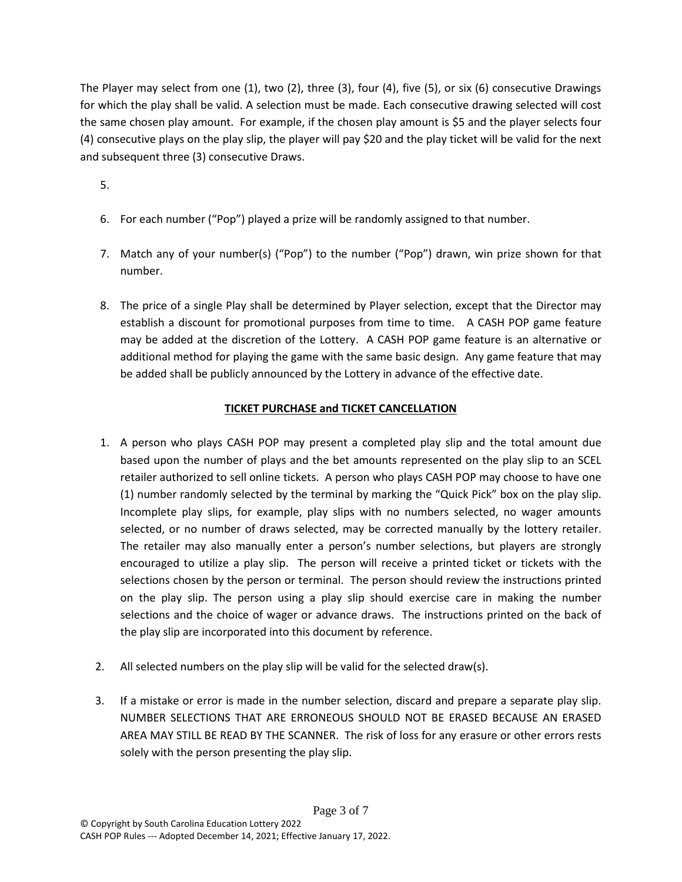The Player may select from one (1), two (2), three (3), four (4), five (5), or six (6) consecutive Drawings for which the play shall be valid. A selection must be made. Each consecutive drawing selected will cost the same chosen play amount. For example, if the chosen play amount is $5 and the player selects four (4) consecutive plays on the play slip, the player will pay $20 and the play ticket will be valid for the next and subsequent three (3) consecutive Draws.

5.

6. For each number ("Pop") played a prize will be randomly assigned to that number.

7. Match any of your number(s) ("Pop") to the number ("Pop") drawn, win prize shown for that number.

8. The price of a single Play shall be determined by Player selection, except that the Director may establish a discount for promotional purposes from time to time. A CASH POP game feature may be added at the discretion of the Lottery. A CASH POP game feature is an alternative or additional method for playing the game with the same basic design. Any game feature that may be added shall be publicly announced by the Lottery in advance of the effective date.

## TICKET PURCHASE and TICKET CANCELLATION

1. A person who plays CASH POP may present a completed play slip and the total amount due based upon the number of plays and the bet amounts represented on the play slip to an SCEL retailer authorized to sell online tickets. A person who plays CASH POP may choose to have one (1) number randomly selected by the terminal by marking the "Quick Pick" box on the play slip. Incomplete play slips, for example, play slips with no numbers selected, no wager amounts selected, or no number of draws selected, may be corrected manually by the lottery retailer. The retailer may also manually enter a person's number selections, but players are strongly encouraged to utilize a play slip. The person will receive a printed ticket or tickets with the selections chosen by the person or terminal. The person should review the instructions printed on the play slip. The person using a play slip should exercise care in making the number selections and the choice of wager or advance draws. The instructions printed on the back of the play slip are incorporated into this document by reference.

2. All selected numbers on the play slip will be valid for the selected draw(s).

3. If a mistake or error is made in the number selection, discard and prepare a separate play slip. NUMBER SELECTIONS THAT ARE ERRONEOUS SHOULD NOT BE ERASED BECAUSE AN ERASED AREA MAY STILL BE READ BY THE SCANNER. The risk of loss for any erasure or other errors rests solely with the person presenting the play slip.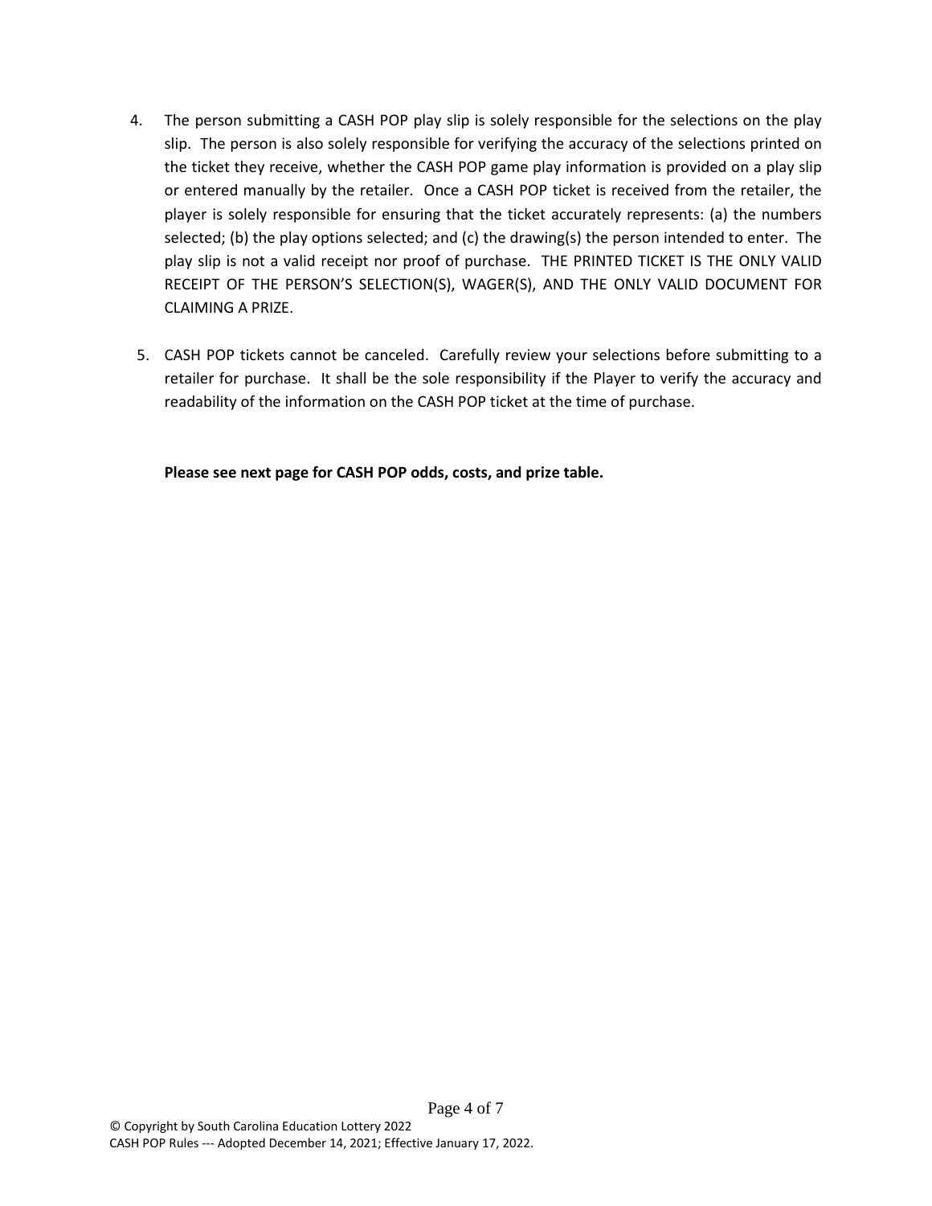4. The person submitting a CASH POP play slip is solely responsible for the selections on the play slip. The person is also solely responsible for verifying the accuracy of the selections printed on the ticket they receive, whether the CASH POP game play information is provided on a play slip or entered manually by the retailer. Once a CASH POP ticket is received from the retailer, the player is solely responsible for ensuring that the ticket accurately represents: (a) the numbers selected; (b) the play options selected; and (c) the drawing(s) the person intended to enter. The play slip is not a valid receipt nor proof of purchase. THE PRINTED TICKET IS THE ONLY VALID RECEIPT OF THE PERSON'S SELECTION(S), WAGER(S), AND THE ONLY VALID DOCUMENT FOR CLAIMING A PRIZE.

5. CASH POP tickets cannot be canceled. Carefully review your selections before submitting to a retailer for purchase. It shall be the sole responsibility if the Player to verify the accuracy and readability of the information on the CASH POP ticket at the time of purchase.

**Please see next page for CASH POP odds, costs, and prize table.**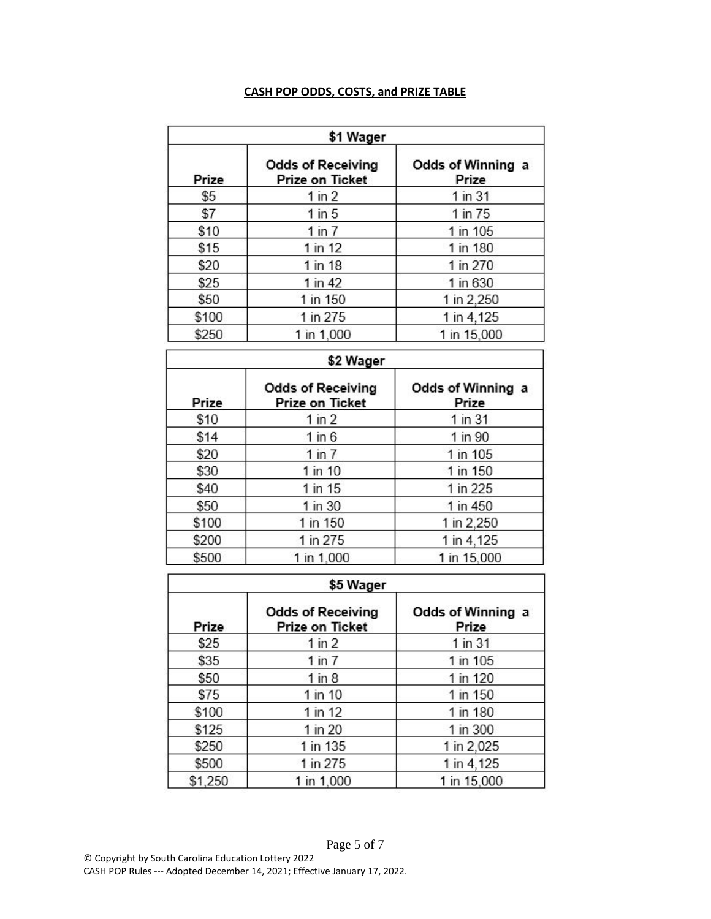**CASH POP ODDS, COSTS, and PRIZE TABLE**

| $1 Wager | | |
|---|---|---|
| **Prize** | **Odds of Receiving Prize on Ticket** | **Odds of Winning a Prize** |
| $5 | 1 in 2 | 1 in 31 |
| $7 | 1 in 5 | 1 in 75 |
| $10 | 1 in 7 | 1 in 105 |
| $15 | 1 in 12 | 1 in 180 |
| $20 | 1 in 18 | 1 in 270 |
| $25 | 1 in 42 | 1 in 630 |
| $50 | 1 in 150 | 1 in 2,250 |
| $100 | 1 in 275 | 1 in 4,125 |
| $250 | 1 in 1,000 | 1 in 15,000 |

| $2 Wager | | |
|---|---|---|
| **Prize** | **Odds of Receiving Prize on Ticket** | **Odds of Winning a Prize** |
| $10 | 1 in 2 | 1 in 31 |
| $14 | 1 in 6 | 1 in 90 |
| $20 | 1 in 7 | 1 in 105 |
| $30 | 1 in 10 | 1 in 150 |
| $40 | 1 in 15 | 1 in 225 |
| $50 | 1 in 30 | 1 in 450 |
| $100 | 1 in 150 | 1 in 2,250 |
| $200 | 1 in 275 | 1 in 4,125 |
| $500 | 1 in 1,000 | 1 in 15,000 |

| $5 Wager | | |
|---|---|---|
| **Prize** | **Odds of Receiving Prize on Ticket** | **Odds of Winning a Prize** |
| $25 | 1 in 2 | 1 in 31 |
| $35 | 1 in 7 | 1 in 105 |
| $50 | 1 in 8 | 1 in 120 |
| $75 | 1 in 10 | 1 in 150 |
| $100 | 1 in 12 | 1 in 180 |
| $125 | 1 in 20 | 1 in 300 |
| $250 | 1 in 135 | 1 in 2,025 |
| $500 | 1 in 275 | 1 in 4,125 |
| $1,250 | 1 in 1,000 | 1 in 15,000 |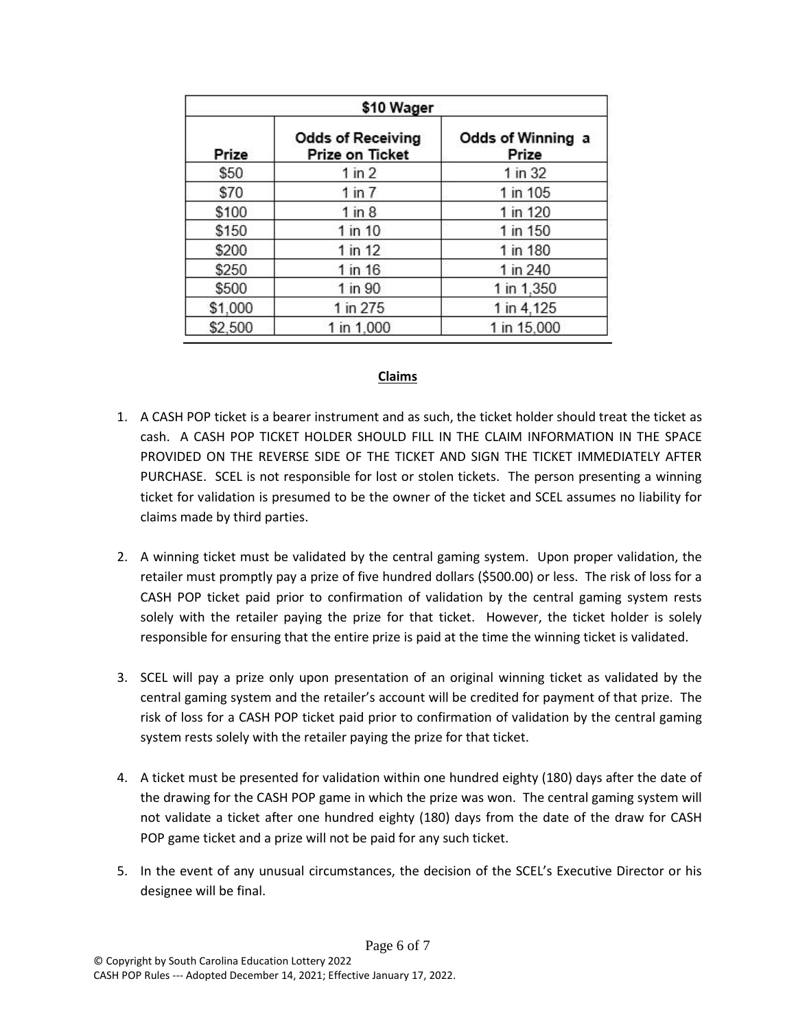| $10 Wager | | |
|---|---|---|
| Prize | Odds of Receiving Prize on Ticket | Odds of Winning a Prize |
| $50 | 1 in 2 | 1 in 32 |
| $70 | 1 in 7 | 1 in 105 |
| $100 | 1 in 8 | 1 in 120 |
| $150 | 1 in 10 | 1 in 150 |
| $200 | 1 in 12 | 1 in 180 |
| $250 | 1 in 16 | 1 in 240 |
| $500 | 1 in 90 | 1 in 1,350 |
| $1,000 | 1 in 275 | 1 in 4,125 |
| $2,500 | 1 in 1,000 | 1 in 15,000 |

## Claims

1. A CASH POP ticket is a bearer instrument and as such, the ticket holder should treat the ticket as cash. A CASH POP TICKET HOLDER SHOULD FILL IN THE CLAIM INFORMATION IN THE SPACE PROVIDED ON THE REVERSE SIDE OF THE TICKET AND SIGN THE TICKET IMMEDIATELY AFTER PURCHASE. SCEL is not responsible for lost or stolen tickets. The person presenting a winning ticket for validation is presumed to be the owner of the ticket and SCEL assumes no liability for claims made by third parties.

2. A winning ticket must be validated by the central gaming system. Upon proper validation, the retailer must promptly pay a prize of five hundred dollars ($500.00) or less. The risk of loss for a CASH POP ticket paid prior to confirmation of validation by the central gaming system rests solely with the retailer paying the prize for that ticket. However, the ticket holder is solely responsible for ensuring that the entire prize is paid at the time the winning ticket is validated.

3. SCEL will pay a prize only upon presentation of an original winning ticket as validated by the central gaming system and the retailer's account will be credited for payment of that prize. The risk of loss for a CASH POP ticket paid prior to confirmation of validation by the central gaming system rests solely with the retailer paying the prize for that ticket.

4. A ticket must be presented for validation within one hundred eighty (180) days after the date of the drawing for the CASH POP game in which the prize was won. The central gaming system will not validate a ticket after one hundred eighty (180) days from the date of the draw for CASH POP game ticket and a prize will not be paid for any such ticket.

5. In the event of any unusual circumstances, the decision of the SCEL's Executive Director or his designee will be final.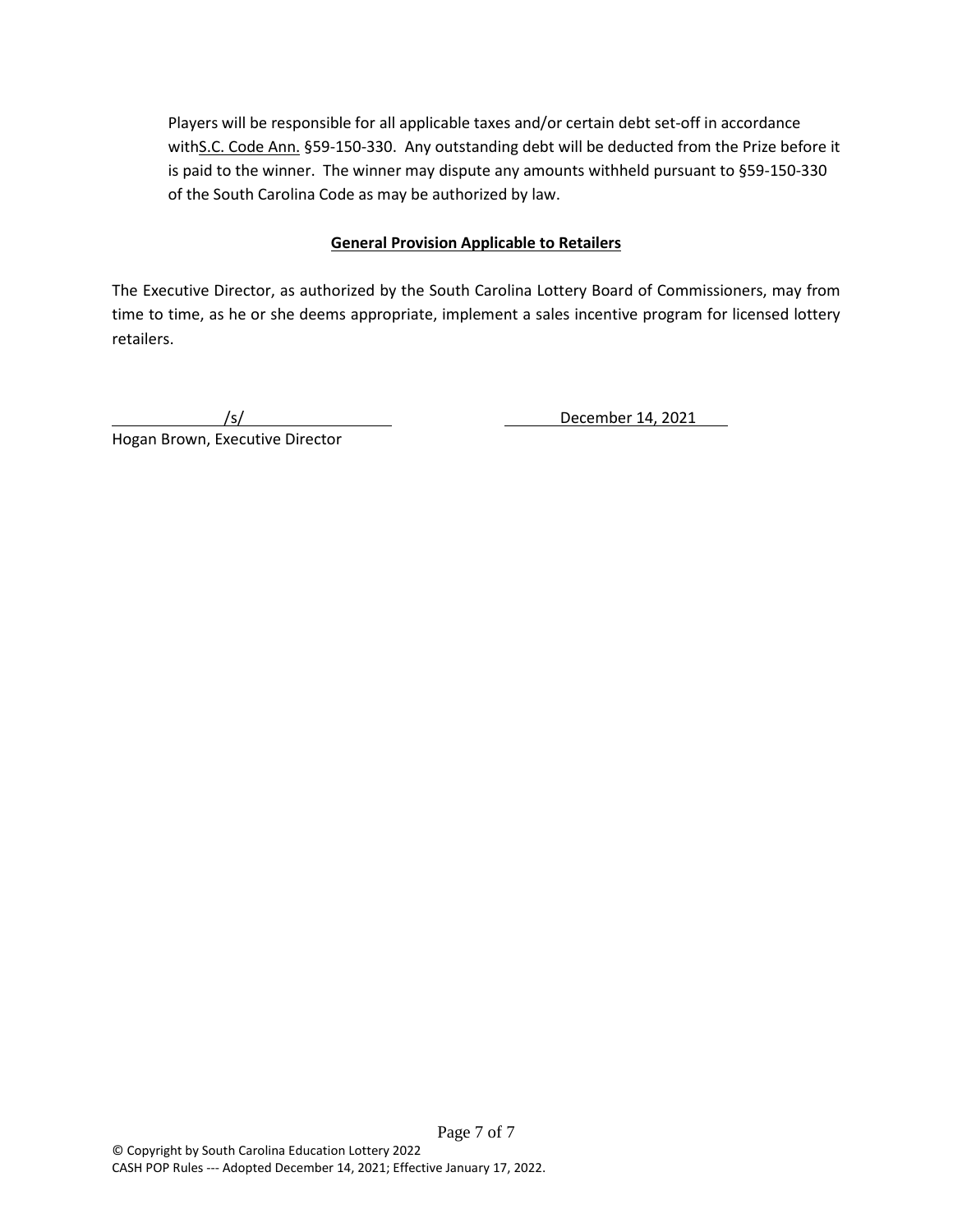Players will be responsible for all applicable taxes and/or certain debt set-off in accordance withS.C. Code Ann. §59-150-330. Any outstanding debt will be deducted from the Prize before it is paid to the winner. The winner may dispute any amounts withheld pursuant to §59-150-330 of the South Carolina Code as may be authorized by law.

**General Provision Applicable to Retailers**

The Executive Director, as authorized by the South Carolina Lottery Board of Commissioners, may from time to time, as he or she deems appropriate, implement a sales incentive program for licensed lottery retailers.

/s/

Hogan Brown, Executive Director

December 14, 2021

© Copyright by South Carolina Education Lottery 2022
CASH POP Rules --- Adopted December 14, 2021; Effective January 17, 2022.